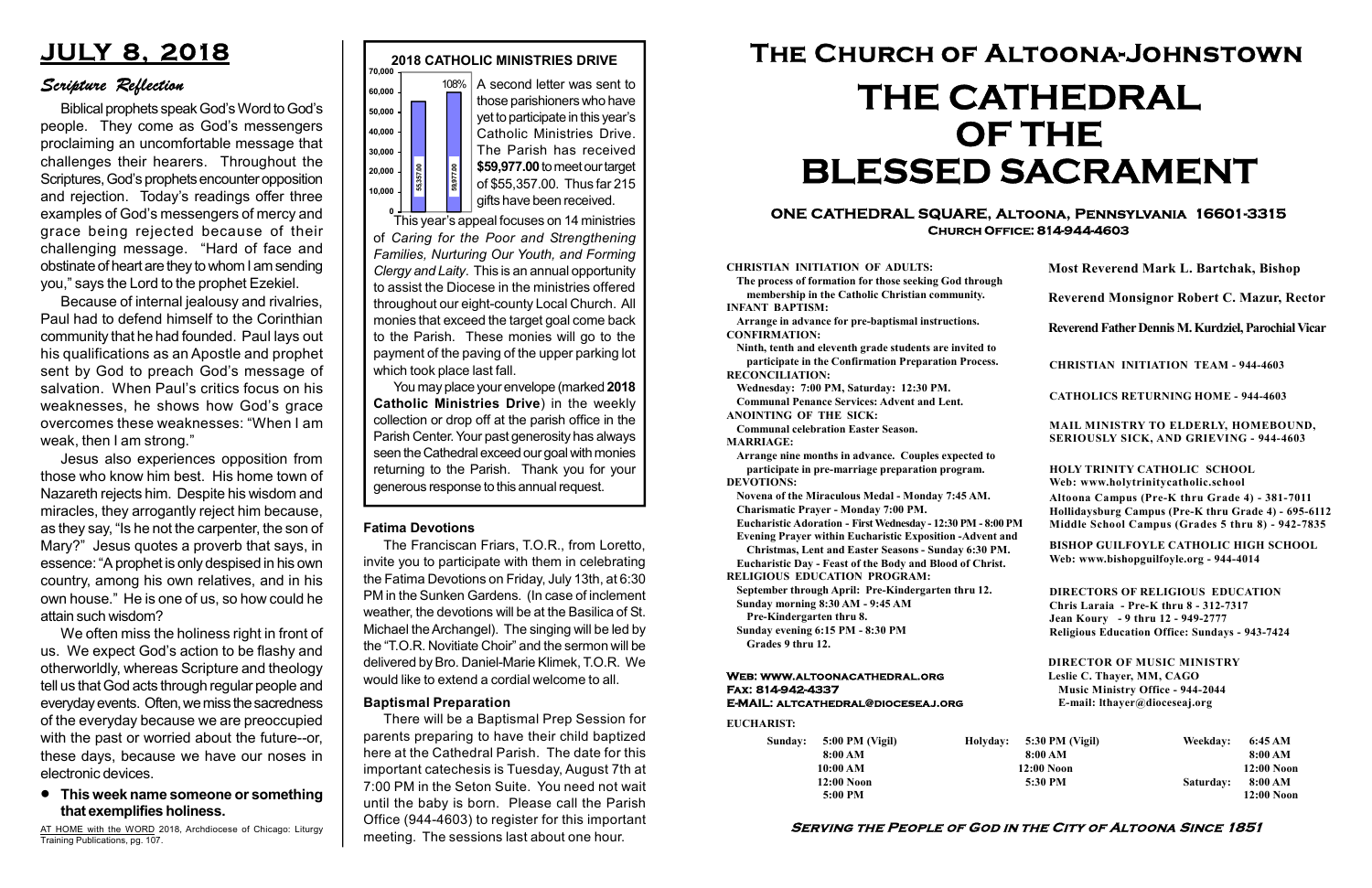# JULY 8, 2018

## *Scripture Reflection*

Biblical prophets speak God's Word to God's people. They come as God's messengers proclaiming an uncomfortable message that challenges their hearers. Throughout the Scriptures, God's prophets encounter opposition and rejection. Today's readings offer three examples of God's messengers of mercy and grace being rejected because of their challenging message. "Hard of face and obstinate of heart are they to whom I am sending you," says the Lord to the prophet Ezekiel.

Because of internal jealousy and rivalries, Paul had to defend himself to the Corinthian community that he had founded. Paul lays out his qualifications as an Apostle and prophet sent by God to preach God's message of salvation. When Paul's critics focus on his weaknesses, he shows how God's grace overcomes these weaknesses: "When I am weak, then I am strong."

Jesus also experiences opposition from those who know him best. His home town of Nazareth rejects him. Despite his wisdom and miracles, they arrogantly reject him because, as they say, "Is he not the carpenter, the son of Mary?" Jesus quotes a proverb that says, in essence: "A prophet is only despised in his own country, among his own relatives, and in his own house." He is one of us, so how could he attain such wisdom?

We often miss the holiness right in front of us. We expect God's action to be flashy and otherworldly, whereas Scripture and theology tell us that God acts through regular people and everyday events. Often, we miss the sacredness of the everyday because we are preoccupied with the past or worried about the future--or, these days, because we have our noses in electronic devices.

- **This week name someone or something that exemplifies holiness.**

AT HOME with the WORD 2018, Archdiocese of Chicago: Liturgy Training Publications, pg. 107.

## 2018 CATHOLIC MINISTRIES DRIVE

(Bar chart: target 55357.00; received 59977.00; 108%)

A second letter was sent to those parishioners who have yet to participate in this year's Catholic Ministries Drive. The Parish has received **$59,977.00** to meet our target of $55,357.00. Thus far 215 gifts have been received.

This year's appeal focuses on 14 ministries of *Caring for the Poor and Strengthening Families, Nurturing Our Youth, and Forming Clergy and Laity*. This is an annual opportunity to assist the Diocese in the ministries offered throughout our eight-county Local Church. All monies that exceed the target goal come back to the Parish. These monies will go to the payment of the paving of the upper parking lot which took place last fall.

You may place your envelope (marked **2018 Catholic Ministries Drive**) in the weekly collection or drop off at the parish office in the Parish Center. Your past generosity has always seen the Cathedral exceed our goal with monies returning to the Parish. Thank you for your generous response to this annual request.

### Fatima Devotions

The Franciscan Friars, T.O.R., from Loretto, invite you to participate with them in celebrating the Fatima Devotions on Friday, July 13th, at 6:30 PM in the Sunken Gardens. (In case of inclement weather, the devotions will be at the Basilica of St. Michael the Archangel). The singing will be led by the "T.O.R. Novitiate Choir" and the sermon will be delivered by Bro. Daniel-Marie Klimek, T.O.R. We would like to extend a cordial welcome to all.

### Baptismal Preparation

There will be a Baptismal Prep Session for parents preparing to have their child baptized here at the Cathedral Parish. The date for this important catechesis is Tuesday, August 7th at 7:00 PM in the Seton Suite. You need not wait until the baby is born. Please call the Parish Office (944-4603) to register for this important meeting. The sessions last about one hour.

# The Church of Altoona-Johnstown

# THE CATHEDRAL OF THE BLESSED SACRAMENT

**ONE CATHEDRAL SQUARE, Altoona, Pennsylvania 16601-3315**
**Church Office: 814-944-4603**

**CHRISTIAN INITIATION OF ADULTS:**
The process of formation for those seeking God through membership in the Catholic Christian community.
**INFANT BAPTISM:**
Arrange in advance for pre-baptismal instructions.
**CONFIRMATION:**
Ninth, tenth and eleventh grade students are invited to participate in the Confirmation Preparation Process.
**RECONCILIATION:**
Wednesday: 7:00 PM, Saturday: 12:30 PM.
Communal Penance Services: Advent and Lent.
**ANOINTING OF THE SICK:**
Communal celebration Easter Season.
**MARRIAGE:**
Arrange nine months in advance. Couples expected to participate in pre-marriage preparation program.
**DEVOTIONS:**
Novena of the Miraculous Medal - Monday 7:45 AM.
Charismatic Prayer - Monday 7:00 PM.
Eucharistic Adoration - First Wednesday - 12:30 PM - 8:00 PM
Evening Prayer within Eucharistic Exposition -Advent and Christmas, Lent and Easter Seasons - Sunday 6:30 PM.
Eucharistic Day - Feast of the Body and Blood of Christ.
**RELIGIOUS EDUCATION PROGRAM:**
September through April: Pre-Kindergarten thru 12.
Sunday morning 8:30 AM - 9:45 AM
Pre-Kindergarten thru 8.
Sunday evening 6:15 PM - 8:30 PM
Grades 9 thru 12.

**Web: www.altoonacathedral.org**
**Fax: 814-942-4337**
**E-MAIL: altcathedral@dioceseaj.org**

**Most Reverend Mark L. Bartchak, Bishop**

**Reverend Monsignor Robert C. Mazur, Rector**

**Reverend Father Dennis M. Kurdziel, Parochial Vicar**

**CHRISTIAN INITIATION TEAM - 944-4603**

**CATHOLICS RETURNING HOME - 944-4603**

**MAIL MINISTRY TO ELDERLY, HOMEBOUND, SERIOUSLY SICK, AND GRIEVING - 944-4603**

**HOLY TRINITY CATHOLIC SCHOOL**
**Web: www.holytrinitycatholic.school**
Altoona Campus (Pre-K thru Grade 4) - 381-7011
Hollidaysburg Campus (Pre-K thru Grade 4) - 695-6112
Middle School Campus (Grades 5 thru 8) - 942-7835

**BISHOP GUILFOYLE CATHOLIC HIGH SCHOOL**
**Web: www.bishopguilfoyle.org - 944-4014**

**DIRECTORS OF RELIGIOUS EDUCATION**
Chris Laraia - Pre-K thru 8 - 312-7317
Jean Koury - 9 thru 12 - 949-2777
Religious Education Office: Sundays - 943-7424

**DIRECTOR OF MUSIC MINISTRY**
Leslie C. Thayer, MM, CAGO
Music Ministry Office - 944-2044
E-mail: lthayer@dioceseaj.org

**EUCHARIST:**

| Sunday: | Holyday: | Weekday: |
|---|---|---|
| 5:00 PM (Vigil) | 5:30 PM (Vigil) | 6:45 AM |
| 8:00 AM | 8:00 AM | 8:00 AM |
| 10:00 AM | 12:00 Noon | 12:00 Noon |
| 12:00 Noon | 5:30 PM | **Saturday:** 8:00 AM |
| 5:00 PM | | 12:00 Noon |

**Serving the People of God in the City of Altoona Since 1851**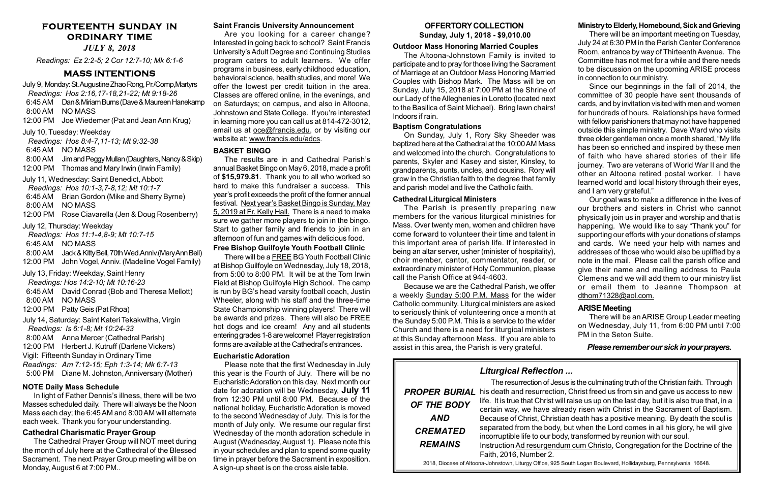# FOURTEENTH SUNDAY IN ORDINARY TIME

*JULY 8, 2018*

*Readings: Ez 2:2-5; 2 Cor 12:7-10; Mk 6:1-6*

## MASS INTENTIONS

July 9, Monday: St. Augustine Zhao Rong, Pr./Comp, Martyrs
*Readings: Hos 2:16,17-18,21-22; Mt 9:18-26*
6:45 AM Dan & Miriam Burns (Dave & Maureen Hanekamp
8:00 AM NO MASS
12:00 PM Joe Wiedemer (Pat and Jean Ann Krug)

July 10, Tuesday: Weekday
*Readings: Hos 8:4-7,11-13; Mt 9:32-38*
6:45 AM NO MASS
8:00 AM Jim and Peggy Mullan (Daughters, Nancy & Skip)
12:00 PM Thomas and Mary Irwin (Irwin Family)

July 11, Wednesday: Saint Benedict, Abbott
*Readings: Hos 10:1-3,7-8,12; Mt 10:1-7*
6:45 AM Brian Gordon (Mike and Sherry Byrne)
8:00 AM NO MASS
12:00 PM Rose Ciavarella (Jen & Doug Rosenberry)

July 12, Thursday: Weekday
*Readings: Hos 11:1-4,8-9; Mt 10:7-15*
6:45 AM NO MASS
8:00 AM Jack & Kitty Bell, 70th Wed. Anniv. (Mary Ann Bell)
12:00 PM John Vogel, Anniv. (Madeline Vogel Family)

July 13, Friday: Weekday, Saint Henry
*Readings: Hos 14:2-10; Mt 10:16-23*
6:45 AM David Conrad (Bob and Theresa Mellott)
8:00 AM NO MASS
12:00 PM Patty Geis (Pat Rhoa)

July 14, Saturday: Saint Kateri Tekakwitha, Virgin
*Readings: Is 6:1-8; Mt 10:24-33*
8:00 AM Anna Mercer (Cathedral Parish)
12:00 PM Herbert J. Kutruff (Darlene Vickers)
Vigil: Fifteenth Sunday in Ordinary Time
*Readings: Am 7:12-15; Eph 1:3-14; Mk 6:7-13*
5:00 PM Diane M. Johnston, Anniversary (Mother)

### NOTE Daily Mass Schedule

In light of Father Dennis's illness, there will be two Masses scheduled daily. There will always be the Noon Mass each day; the 6:45 AM and 8:00 AM will alternate each week. Thank you for your understanding.

### Cathedral Charismatic Prayer Group

The Cathedral Prayer Group will NOT meet during the month of July here at the Cathedral of the Blessed Sacrament. The next Prayer Group meeting will be on Monday, August 6 at 7:00 PM..

### Saint Francis University Announcement

Are you looking for a career change? Interested in going back to school? Saint Francis University's Adult Degree and Continuing Studies program caters to adult learners. We offer programs in business, early childhood education, behavioral science, health studies, and more! We offer the lowest per credit tuition in the area. Classes are offered online, in the evenings, and on Saturdays; on campus, and also in Altoona, Johnstown and State College. If you're interested in learning more you can call us at 814-472-3012, email us at oce@francis.edu, or by visiting our website at: www.francis.edu/adcs.

### BASKET BINGO

The results are in and Cathedral Parish's annual Basket Bingo on May 6, 2018, made a profit of **$15,979.81**. Thank you to all who worked so hard to make this fundraiser a success. This year's profit exceeds the profit of the former annual festival. Next year's Basket Bingo is Sunday, May 5, 2019 at Fr. Kelly Hall. There is a need to make sure we gather more players to join in the bingo. Start to gather family and friends to join in an afternoon of fun and games with delicious food.

### Free Bishop Guilfoyle Youth Football Clinic

There will be a FREE BG Youth Football Clinic at Bishop Guilfoyle on Wednesday, July 18, 2018, from 5:00 to 8:00 PM. It will be at the Tom Irwin Field at Bishop Guilfoyle High School. The camp is run by BG's head varsity football coach, Justin Wheeler, along with his staff and the three-time State Championship winning players! There will be awards and prizes. There will also be FREE hot dogs and ice cream! Any and all students entering grades 1-8 are welcome! Player registration forms are available at the Cathedral's entrances.

### Eucharistic Adoration

Please note that the first Wednesday in July this year is the Fourth of July. There will be no Eucharistic Adoration on this day. Next month our date for adoration will be Wednesday, **July 11** from 12:30 PM until 8:00 PM. Because of the national holiday, Eucharistic Adoration is moved to the second Wednesday of July. This is for the month of July only. We resume our regular first Wednesday of the month adoration schedule in August (Wednesday, August 1). Please note this in your schedules and plan to spend some quality time in prayer before the Sacrament in exposition. A sign-up sheet is on the cross aisle table.

## OFFERTORY COLLECTION
**Sunday, July 1, 2018 - $9,010.00**

### Outdoor Mass Honoring Married Couples

The Altoona-Johnstown Family is invited to participate and to pray for those living the Sacrament of Marriage at an Outdoor Mass Honoring Married Couples with Bishop Mark. The Mass will be on Sunday, July 15, 2018 at 7:00 PM at the Shrine of our Lady of the Alleghenies in Loretto (located next to the Basilica of Saint Michael). Bring lawn chairs! Indoors if rain.

### Baptism Congratulations

On Sunday, July 1, Rory Sky Sheeder was baptized here at the Cathedral at the 10:00 AM Mass and welcomed into the church. Congratulations to parents, Skyler and Kasey and sister, Kinsley, to grandparents, aunts, uncles, and cousins. Rory will grow in the Christian faith to the degree that family and parish model and live the Catholic faith.

### Cathedral Liturgical Ministers

The Parish is presently preparing new members for the various liturgical ministries for Mass. Over twenty men, women and children have come forward to volunteer their time and talent in this important area of parish life. If interested in being an altar server, usher (minister of hospitality), choir member, cantor, commentator, reader, or extraordinary minister of Holy Communion, please call the Parish Office at 944-4603.

Because we are the Cathedral Parish, we offer a weekly Sunday 5:00 P.M. Mass for the wider Catholic community. Liturgical ministers are asked to seriously think of volunteering once a month at the Sunday 5:00 P.M. This is a service to the wider Church and there is a need for liturgical ministers at this Sunday afternoon Mass. If you are able to assist in this area, the Parish is very grateful.

### Ministry to Elderly, Homebound, Sick and Grieving

There will be an important meeting on Tuesday, July 24 at 6:30 PM in the Parish Center Conference Room, entrance by way of Thirteenth Avenue. The Committee has not met for a while and there needs to be discussion on the upcoming ARISE process in connection to our ministry.

Since our beginnings in the fall of 2014, the committee of 30 people have sent thousands of cards, and by invitation visited with men and women for hundreds of hours. Relationships have formed with fellow parishioners that may not have happened outside this simple ministry. Dave Ward who visits three older gentlemen once a month shared, "My life has been so enriched and inspired by these men of faith who have shared stories of their life journey. Two are veterans of World War II and the other an Altoona retired postal worker. I have learned world and local history through their eyes, and I am very grateful."

Our goal was to make a difference in the lives of our brothers and sisters in Christ who cannot physically join us in prayer and worship and that is happening. We would like to say "Thank you" for supporting our efforts with your donations of stamps and cards. We need your help with names and addresses of those who would also be uplifted by a note in the mail. Please call the parish office and give their name and mailing address to Paula Clemens and we will add them to our ministry list or email them to Jeanne Thompson at dthom71328@aol.com.

### ARISE Meeting

There will be an ARISE Group Leader meeting on Wednesday, July 11, from 6:00 PM until 7:00 PM in the Seton Suite.

***Please remember our sick in your prayers.***

### *Liturgical Reflection ...*

***PROPER BURIAL OF THE BODY AND CREMATED REMAINS***

The resurrection of Jesus is the culminating truth of the Christian faith. Through his death and resurrection, Christ freed us from sin and gave us access to new life. It is true that Christ will raise us up on the last day, but it is also true that, in a certain way, we have already risen with Christ in the Sacrament of Baptism. Because of Christ, Christian death has a positive meaning. By death the soul is separated from the body, but when the Lord comes in all his glory, he will give incorruptible life to our body, transformed by reunion with our soul.
Instruction Ad resurgendum cum Christo, Congregation for the Doctrine of the Faith, 2016, Number 2.

2018, Diocese of Altoona-Johnstown, Liturgy Office, 925 South Logan Boulevard, Hollidaysburg, Pennsylvania 16648.